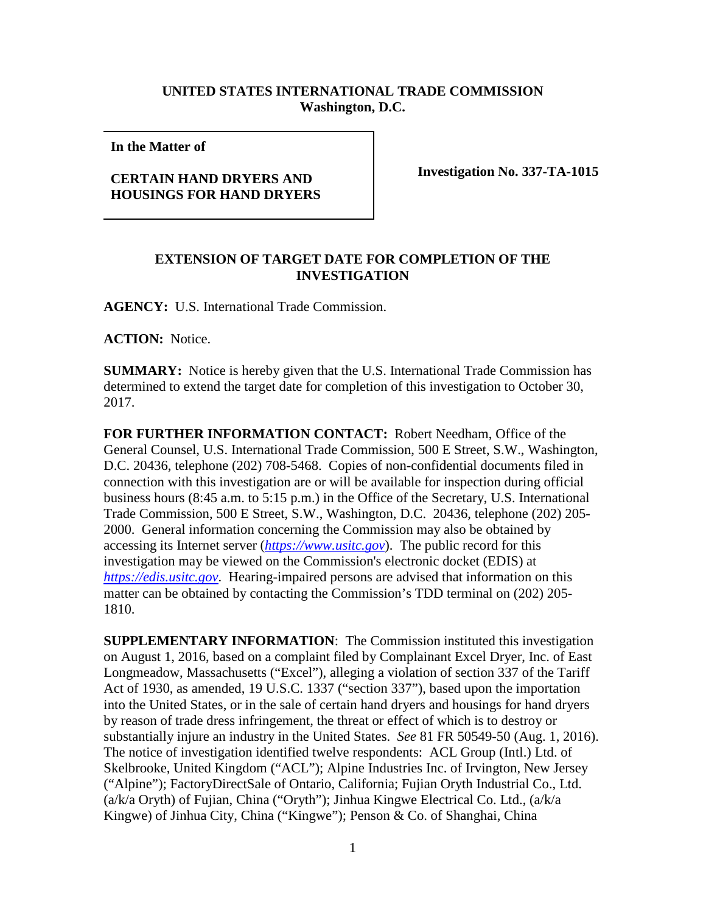**UNITED STATES INTERNATIONAL TRADE COMMISSION**
**Washington, D.C.**

| **In the Matter of**<br><br>**CERTAIN HAND DRYERS AND HOUSINGS FOR HAND DRYERS** | **Investigation No. 337-TA-1015** |
|---|---|

## EXTENSION OF TARGET DATE FOR COMPLETION OF THE INVESTIGATION

**AGENCY:** U.S. International Trade Commission.

**ACTION:** Notice.

**SUMMARY:** Notice is hereby given that the U.S. International Trade Commission has determined to extend the target date for completion of this investigation to October 30, 2017.

**FOR FURTHER INFORMATION CONTACT:** Robert Needham, Office of the General Counsel, U.S. International Trade Commission, 500 E Street, S.W., Washington, D.C. 20436, telephone (202) 708-5468. Copies of non-confidential documents filed in connection with this investigation are or will be available for inspection during official business hours (8:45 a.m. to 5:15 p.m.) in the Office of the Secretary, U.S. International Trade Commission, 500 E Street, S.W., Washington, D.C. 20436, telephone (202) 205-2000. General information concerning the Commission may also be obtained by accessing its Internet server (*https://www.usitc.gov*). The public record for this investigation may be viewed on the Commission's electronic docket (EDIS) at *https://edis.usitc.gov*. Hearing-impaired persons are advised that information on this matter can be obtained by contacting the Commission's TDD terminal on (202) 205-1810.

**SUPPLEMENTARY INFORMATION**: The Commission instituted this investigation on August 1, 2016, based on a complaint filed by Complainant Excel Dryer, Inc. of East Longmeadow, Massachusetts ("Excel"), alleging a violation of section 337 of the Tariff Act of 1930, as amended, 19 U.S.C. 1337 ("section 337"), based upon the importation into the United States, or in the sale of certain hand dryers and housings for hand dryers by reason of trade dress infringement, the threat or effect of which is to destroy or substantially injure an industry in the United States. *See* 81 FR 50549-50 (Aug. 1, 2016). The notice of investigation identified twelve respondents: ACL Group (Intl.) Ltd. of Skelbrooke, United Kingdom ("ACL"); Alpine Industries Inc. of Irvington, New Jersey ("Alpine"); FactoryDirectSale of Ontario, California; Fujian Oryth Industrial Co., Ltd. (a/k/a Oryth) of Fujian, China ("Oryth"); Jinhua Kingwe Electrical Co. Ltd., (a/k/a Kingwe) of Jinhua City, China ("Kingwe"); Penson & Co. of Shanghai, China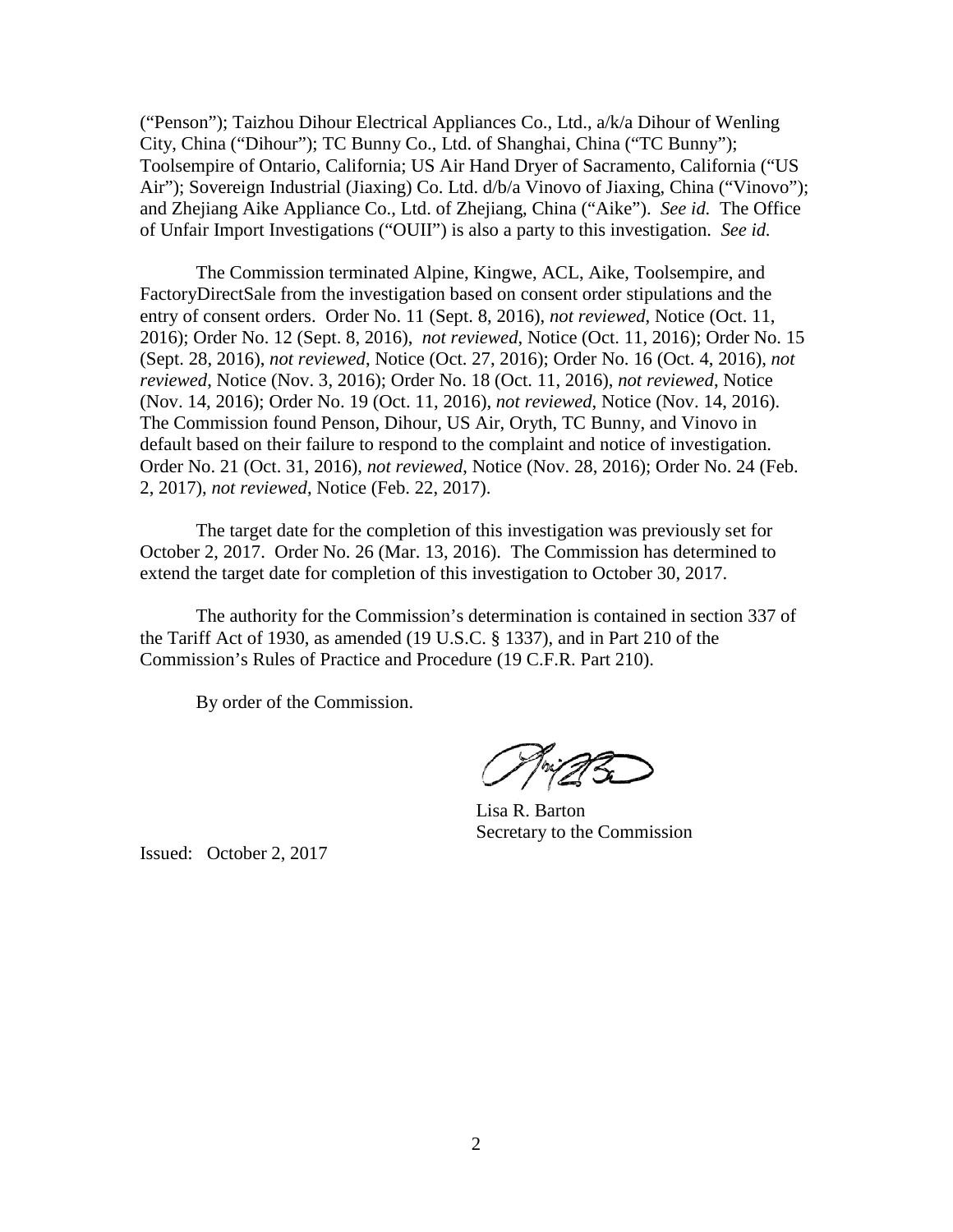("Penson"); Taizhou Dihour Electrical Appliances Co., Ltd., a/k/a Dihour of Wenling City, China ("Dihour"); TC Bunny Co., Ltd. of Shanghai, China ("TC Bunny"); Toolsempire of Ontario, California; US Air Hand Dryer of Sacramento, California ("US Air"); Sovereign Industrial (Jiaxing) Co. Ltd. d/b/a Vinovo of Jiaxing, China ("Vinovo"); and Zhejiang Aike Appliance Co., Ltd. of Zhejiang, China ("Aike"). *See id.* The Office of Unfair Import Investigations ("OUII") is also a party to this investigation. *See id.*

The Commission terminated Alpine, Kingwe, ACL, Aike, Toolsempire, and FactoryDirectSale from the investigation based on consent order stipulations and the entry of consent orders. Order No. 11 (Sept. 8, 2016), *not reviewed*, Notice (Oct. 11, 2016); Order No. 12 (Sept. 8, 2016), *not reviewed*, Notice (Oct. 11, 2016); Order No. 15 (Sept. 28, 2016), *not reviewed*, Notice (Oct. 27, 2016); Order No. 16 (Oct. 4, 2016), *not reviewed*, Notice (Nov. 3, 2016); Order No. 18 (Oct. 11, 2016), *not reviewed*, Notice (Nov. 14, 2016); Order No. 19 (Oct. 11, 2016), *not reviewed*, Notice (Nov. 14, 2016). The Commission found Penson, Dihour, US Air, Oryth, TC Bunny, and Vinovo in default based on their failure to respond to the complaint and notice of investigation. Order No. 21 (Oct. 31, 2016), *not reviewed*, Notice (Nov. 28, 2016); Order No. 24 (Feb. 2, 2017), *not reviewed*, Notice (Feb. 22, 2017).

The target date for the completion of this investigation was previously set for October 2, 2017. Order No. 26 (Mar. 13, 2016). The Commission has determined to extend the target date for completion of this investigation to October 30, 2017.

The authority for the Commission's determination is contained in section 337 of the Tariff Act of 1930, as amended (19 U.S.C. § 1337), and in Part 210 of the Commission's Rules of Practice and Procedure (19 C.F.R. Part 210).

By order of the Commission.

Lisa R. Barton
Secretary to the Commission

Issued: October 2, 2017